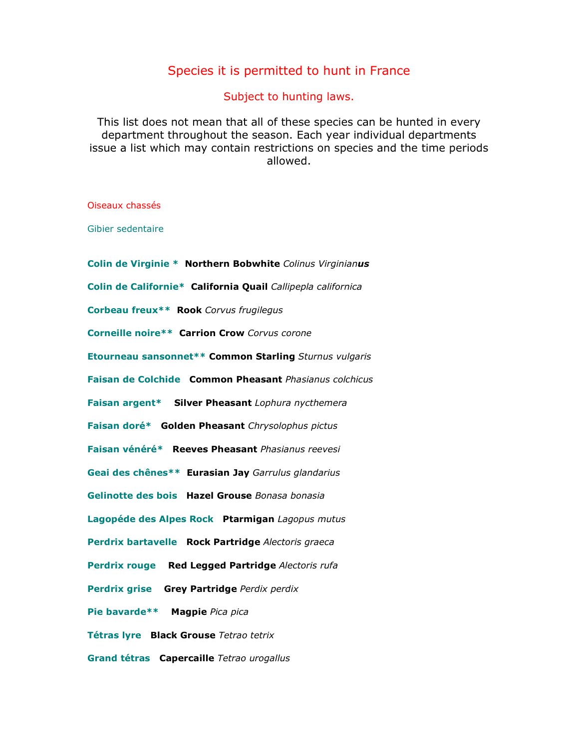# Species it is permitted to hunt in France

## Subject to hunting laws.

This list does not mean that all of these species can be hunted in every department throughout the season. Each year individual departments issue a list which may contain restrictions on species and the time periods allowed.

### Oiseaux chassés

#### Gibier sedentaire

**Colin de Virginie *** **Northern Bobwhite** *Colinus Virginian**us***

**Colin de Californie*** **California Quail** *Callipepla californica*

**Corbeau freux**** **Rook** *Corvus frugilegus*

**Corneille noire**** **Carrion Crow** *Corvus corone*

**Etourneau sansonnet**** **Common Starling** *Sturnus vulgaris*

**Faisan de Colchide** **Common Pheasant** *Phasianus colchicus*

**Faisan argent*** **Silver Pheasant** *Lophura nycthemera*

**Faisan doré*** **Golden Pheasant** *Chrysolophus pictus*

**Faisan vénéré*** **Reeves Pheasant** *Phasianus reevesi*

**Geai des chênes**** **Eurasian Jay** *Garrulus glandarius*

**Gelinotte des bois** **Hazel Grouse** *Bonasa bonasia*

**Lagopéde des Alpes Rock** **Ptarmigan** *Lagopus mutus*

**Perdrix bartavelle** **Rock Partridge** *Alectoris graeca*

**Perdrix rouge** **Red Legged Partridge** *Alectoris rufa*

**Perdrix grise** **Grey Partridge** *Perdix perdix*

**Pie bavarde**** **Magpie** *Pica pica*

**Tétras lyre** **Black Grouse** *Tetrao tetrix*

**Grand tétras** **Capercaille** *Tetrao urogallus*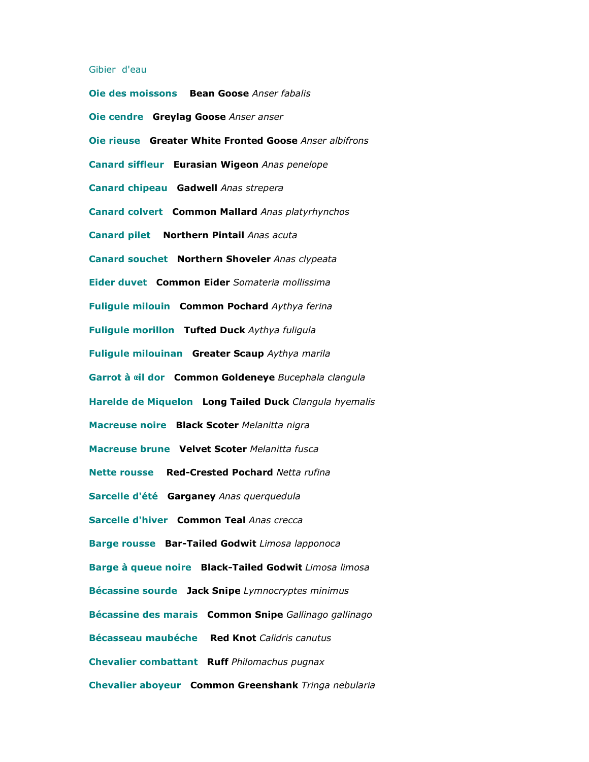Gibier d'eau

**Oie des moissons** **Bean Goose** *Anser fabalis*

**Oie cendre** **Greylag Goose** *Anser anser*

**Oie rieuse** **Greater White Fronted Goose** *Anser albifrons*

**Canard siffleur** **Eurasian Wigeon** *Anas penelope*

**Canard chipeau** **Gadwell** *Anas strepera*

**Canard colvert** **Common Mallard** *Anas platyrhynchos*

**Canard pilet** **Northern Pintail** *Anas acuta*

**Canard souchet** **Northern Shoveler** *Anas clypeata*

**Eider duvet** **Common Eider** *Somateria mollissima*

**Fuligule milouin** **Common Pochard** *Aythya ferina*

**Fuligule morillon** **Tufted Duck** *Aythya fuligula*

**Fuligule milouinan** **Greater Scaup** *Aythya marila*

**Garrot à œil dor** **Common Goldeneye** *Bucephala clangula*

**Harelde de Miquelon** **Long Tailed Duck** *Clangula hyemalis*

**Macreuse noire** **Black Scoter** *Melanitta nigra*

**Macreuse brune** **Velvet Scoter** *Melanitta fusca*

**Nette rousse** **Red-Crested Pochard** *Netta rufina*

**Sarcelle d'été** **Garganey** *Anas querquedula*

**Sarcelle d'hiver** **Common Teal** *Anas crecca*

**Barge rousse** **Bar-Tailed Godwit** *Limosa lapponoca*

**Barge à queue noire** **Black-Tailed Godwit** *Limosa limosa*

**Bécassine sourde** **Jack Snipe** *Lymnocryptes minimus*

**Bécassine des marais** **Common Snipe** *Gallinago gallinago*

**Bécasseau maubéche** **Red Knot** *Calidris canutus*

**Chevalier combattant** **Ruff** *Philomachus pugnax*

**Chevalier aboyeur** **Common Greenshank** *Tringa nebularia*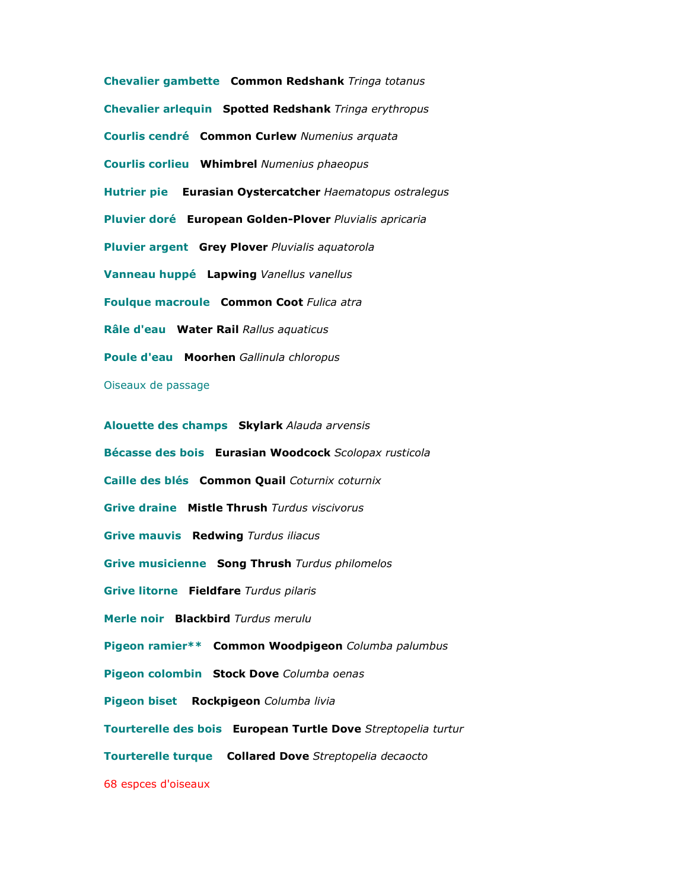**Chevalier gambette** **Common Redshank** *Tringa totanus*

**Chevalier arlequin** **Spotted Redshank** *Tringa erythropus*

**Courlis cendré** **Common Curlew** *Numenius arquata*

**Courlis corlieu** **Whimbrel** *Numenius phaeopus*

**Hutrier pie** **Eurasian Oystercatcher** *Haematopus ostralegus*

**Pluvier doré** **European Golden-Plover** *Pluvialis apricaria*

**Pluvier argent** **Grey Plover** *Pluvialis aquatorola*

**Vanneau huppé** **Lapwing** *Vanellus vanellus*

**Foulque macroule** **Common Coot** *Fulica atra*

**Râle d'eau** **Water Rail** *Rallus aquaticus*

**Poule d'eau** **Moorhen** *Gallinula chloropus*

Oiseaux de passage

**Alouette des champs** **Skylark** *Alauda arvensis*

**Bécasse des bois** **Eurasian Woodcock** *Scolopax rusticola*

**Caille des blés** **Common Quail** *Coturnix coturnix*

**Grive draine** **Mistle Thrush** *Turdus viscivorus*

**Grive mauvis** **Redwing** *Turdus iliacus*

**Grive musicienne** **Song Thrush** *Turdus philomelos*

**Grive litorne** **Fieldfare** *Turdus pilaris*

**Merle noir** **Blackbird** *Turdus merulu*

**Pigeon ramier**** **Common Woodpigeon** *Columba palumbus*

**Pigeon colombin** **Stock Dove** *Columba oenas*

**Pigeon biset** **Rockpigeon** *Columba livia*

**Tourterelle des bois** **European Turtle Dove** *Streptopelia turtur*

**Tourterelle turque** **Collared Dove** *Streptopelia decaocto*

68 espces d'oiseaux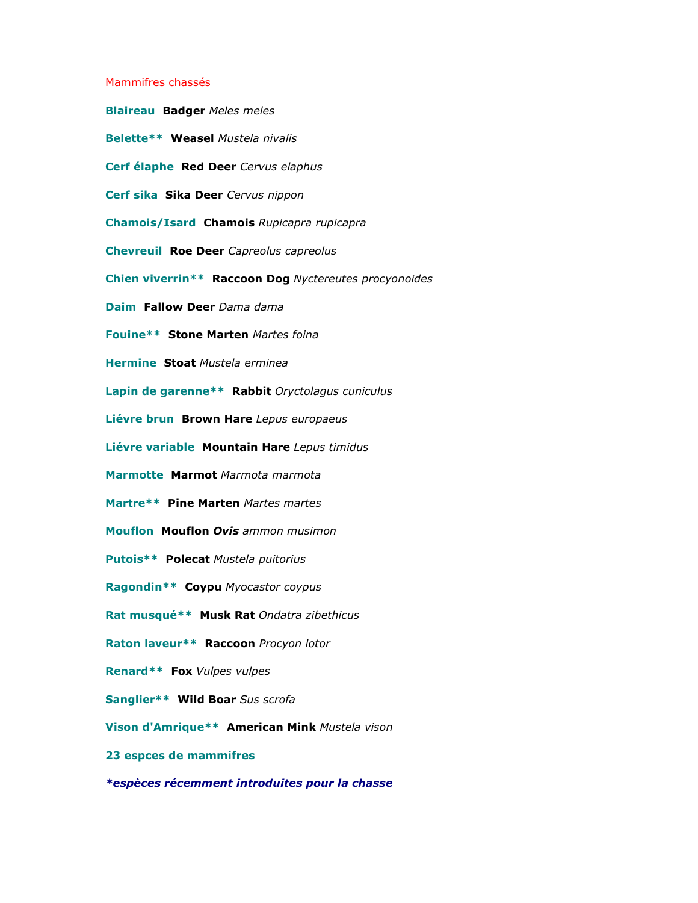Mammifres chassés

**Blaireau** **Badger** *Meles meles*

**Belette**** **Weasel** *Mustela nivalis*

**Cerf élaphe** **Red Deer** *Cervus elaphus*

**Cerf sika** **Sika Deer** *Cervus nippon*

**Chamois/Isard** **Chamois** *Rupicapra rupicapra*

**Chevreuil** **Roe Deer** *Capreolus capreolus*

**Chien viverrin**** **Raccoon Dog** *Nyctereutes procyonoides*

**Daim** **Fallow Deer** *Dama dama*

**Fouine**** **Stone Marten** *Martes foina*

**Hermine** **Stoat** *Mustela erminea*

**Lapin de garenne**** **Rabbit** *Oryctolagus cuniculus*

**Liévre brun** **Brown Hare** *Lepus europaeus*

**Liévre variable** **Mountain Hare** *Lepus timidus*

**Marmotte** **Marmot** *Marmota marmota*

**Martre**** **Pine Marten** *Martes martes*

**Mouflon** **Mouflon** ***Ovis*** *ammon musimon*

**Putois**** **Polecat** *Mustela puitorius*

**Ragondin**** **Coypu** *Myocastor coypus*

**Rat musqué**** **Musk Rat** *Ondatra zibethicus*

**Raton laveur**** **Raccoon** *Procyon lotor*

**Renard**** **Fox** *Vulpes vulpes*

**Sanglier**** **Wild Boar** *Sus scrofa*

**Vison d'Amrique**** **American Mink** *Mustela vison*

**23 espces de mammifres**

***espèces récemment introduites pour la chasse***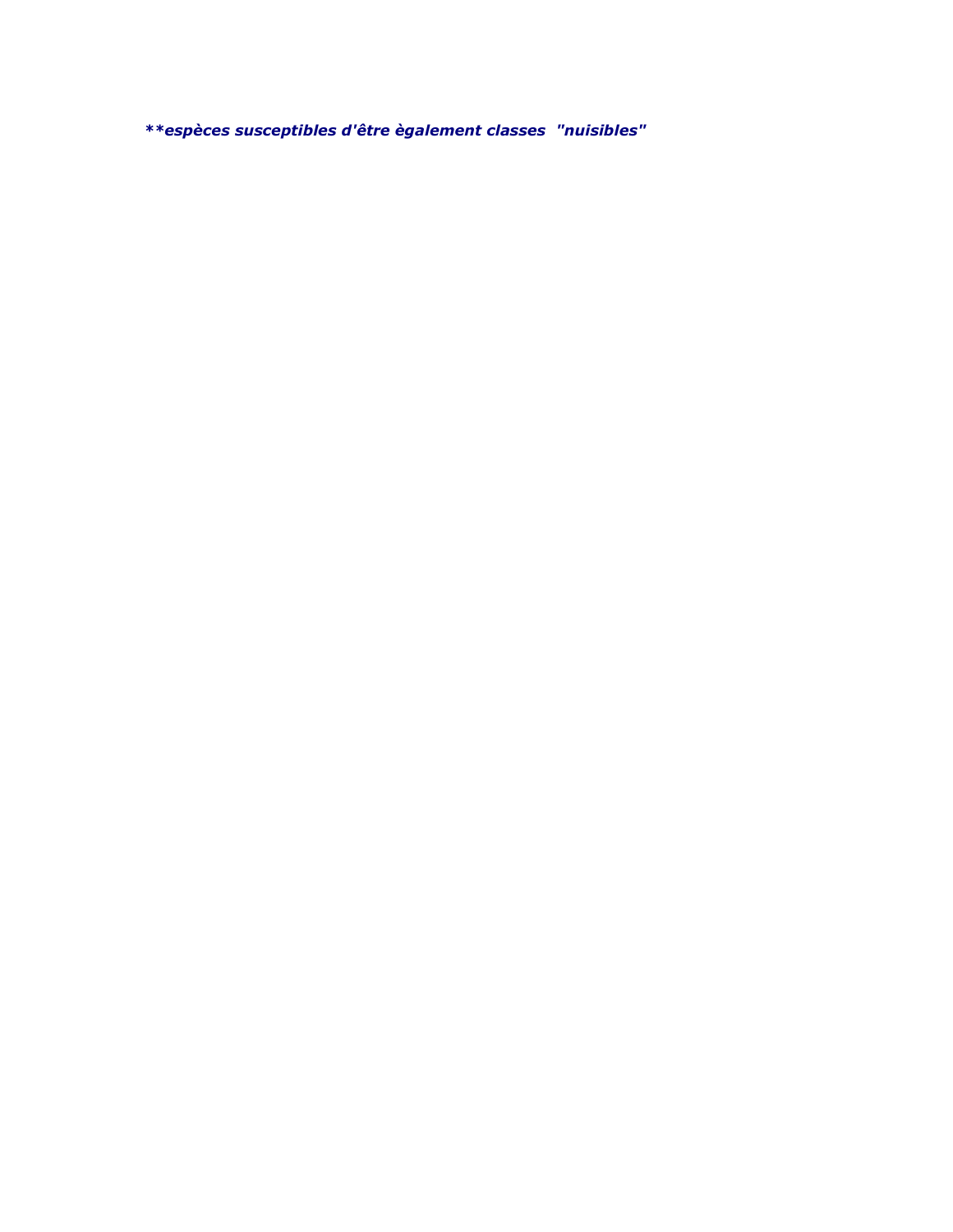***\*espèces susceptibles d'être ègalement classes  "nuisibles"***